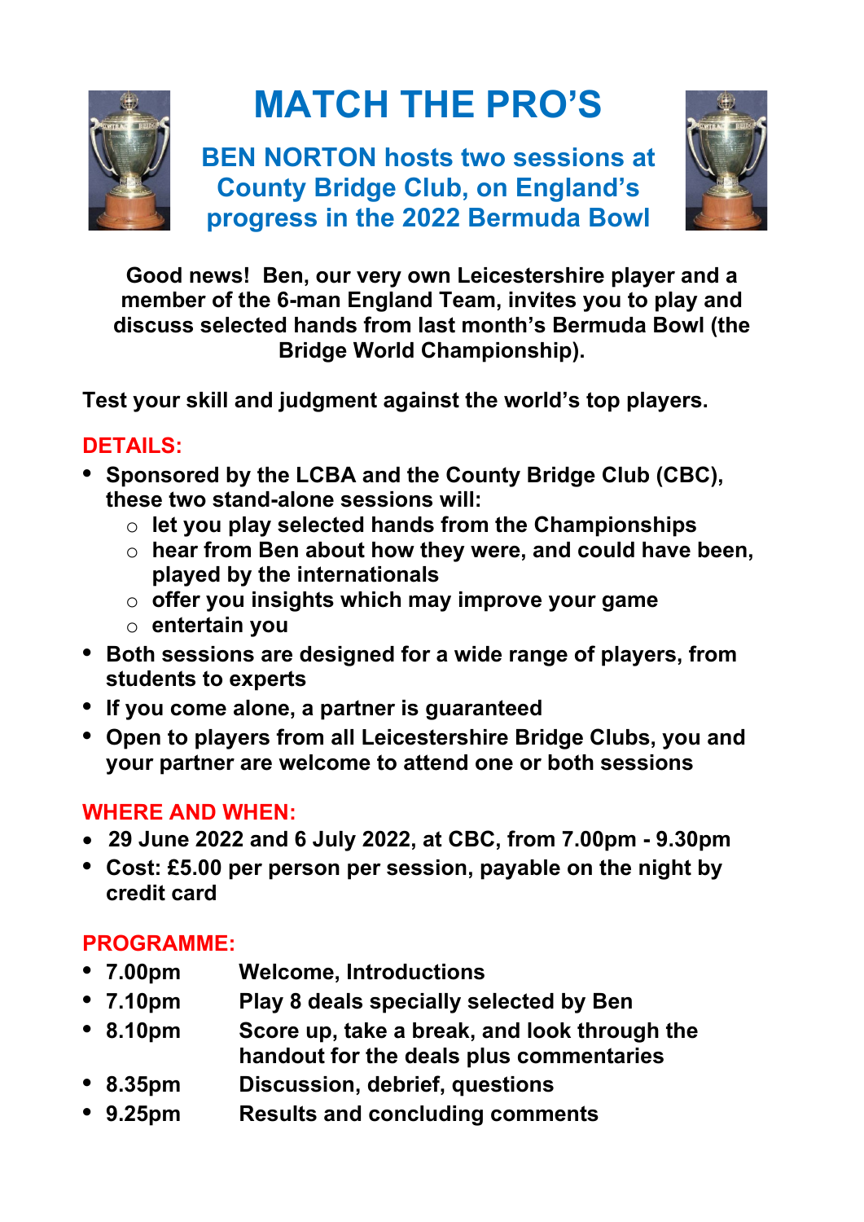# MATCH THE PRO'S

## BEN NORTON hosts two sessions at County Bridge Club, on England's progress in the 2022 Bermuda Bowl

**Good news! Ben, our very own Leicestershire player and a member of the 6-man England Team, invites you to play and discuss selected hands from last month's Bermuda Bowl (the Bridge World Championship).**

**Test your skill and judgment against the world's top players.**

### DETAILS:

- **Sponsored by the LCBA and the County Bridge Club (CBC), these two stand-alone sessions will:**
  - **let you play selected hands from the Championships**
  - **hear from Ben about how they were, and could have been, played by the internationals**
  - **offer you insights which may improve your game**
  - **entertain you**
- **Both sessions are designed for a wide range of players, from students to experts**
- **If you come alone, a partner is guaranteed**
- **Open to players from all Leicestershire Bridge Clubs, you and your partner are welcome to attend one or both sessions**

### WHERE AND WHEN:

- **29 June 2022 and 6 July 2022, at CBC, from 7.00pm - 9.30pm**
- **Cost: £5.00 per person per session, payable on the night by credit card**

### PROGRAMME:

- **7.00pm** Welcome, Introductions
- **7.10pm** Play 8 deals specially selected by Ben
- **8.10pm** Score up, take a break, and look through the handout for the deals plus commentaries
- **8.35pm** Discussion, debrief, questions
- **9.25pm** Results and concluding comments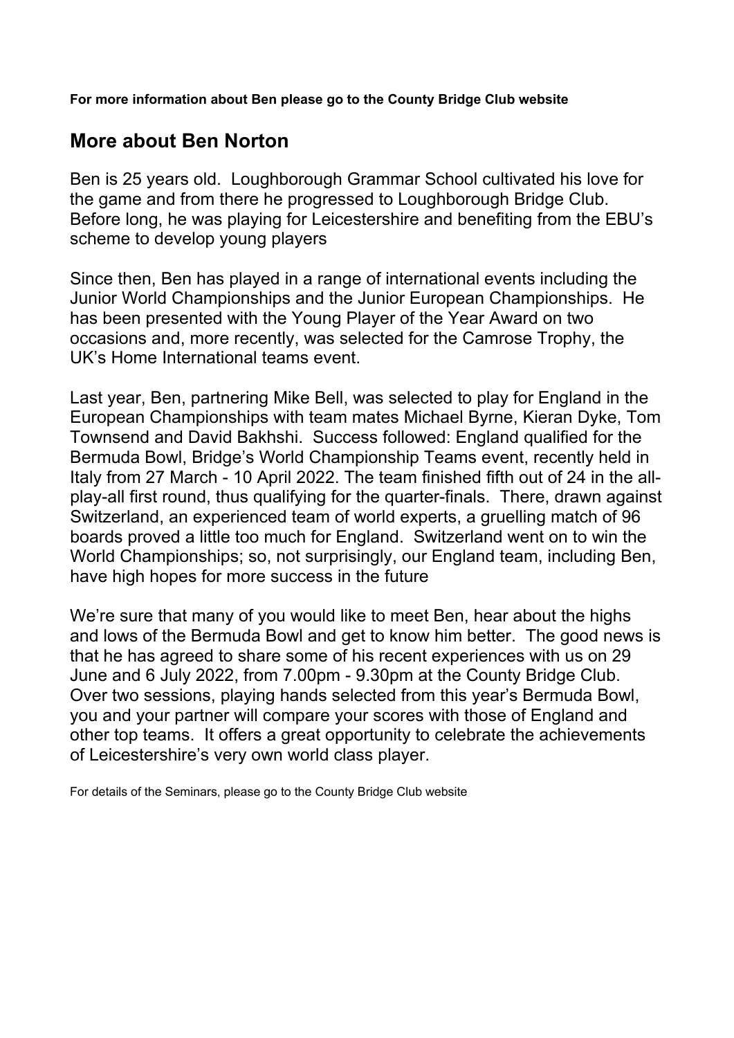**For more information about Ben please go to the County Bridge Club website**

## More about Ben Norton

Ben is 25 years old. Loughborough Grammar School cultivated his love for the game and from there he progressed to Loughborough Bridge Club. Before long, he was playing for Leicestershire and benefiting from the EBU's scheme to develop young players

Since then, Ben has played in a range of international events including the Junior World Championships and the Junior European Championships. He has been presented with the Young Player of the Year Award on two occasions and, more recently, was selected for the Camrose Trophy, the UK's Home International teams event.

Last year, Ben, partnering Mike Bell, was selected to play for England in the European Championships with team mates Michael Byrne, Kieran Dyke, Tom Townsend and David Bakhshi. Success followed: England qualified for the Bermuda Bowl, Bridge's World Championship Teams event, recently held in Italy from 27 March - 10 April 2022. The team finished fifth out of 24 in the all-play-all first round, thus qualifying for the quarter-finals. There, drawn against Switzerland, an experienced team of world experts, a gruelling match of 96 boards proved a little too much for England. Switzerland went on to win the World Championships; so, not surprisingly, our England team, including Ben, have high hopes for more success in the future

We're sure that many of you would like to meet Ben, hear about the highs and lows of the Bermuda Bowl and get to know him better. The good news is that he has agreed to share some of his recent experiences with us on 29 June and 6 July 2022, from 7.00pm - 9.30pm at the County Bridge Club. Over two sessions, playing hands selected from this year's Bermuda Bowl, you and your partner will compare your scores with those of England and other top teams. It offers a great opportunity to celebrate the achievements of Leicestershire's very own world class player.

For details of the Seminars, please go to the County Bridge Club website